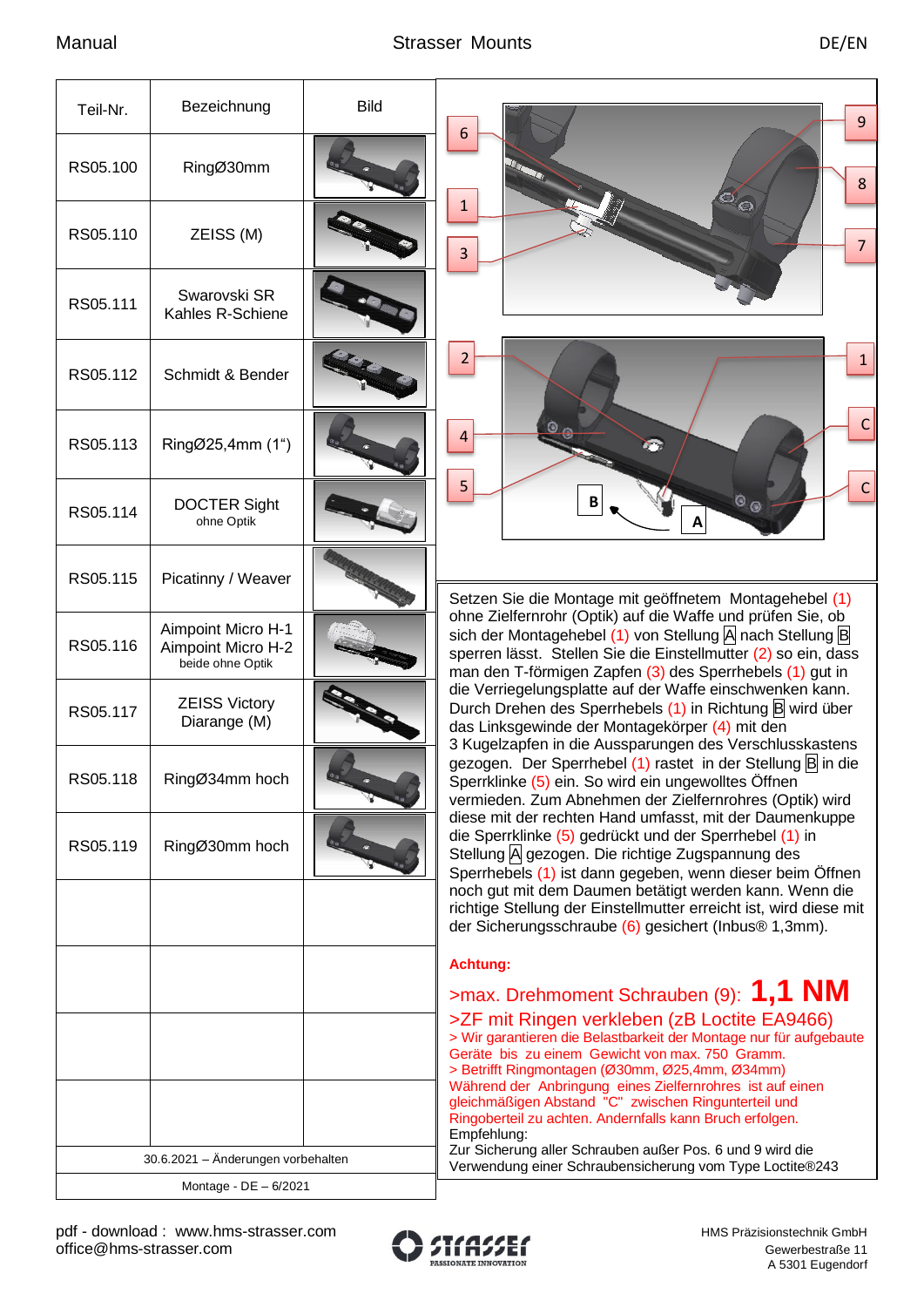| Teil-Nr. | Bezeichnung | Bild |
|---|---|---|
| RS05.100 | RingØ30mm | |
| RS05.110 | ZEISS (M) | |
| RS05.111 | Swarovski SR Kahles R-Schiene | |
| RS05.112 | Schmidt & Bender | |
| RS05.113 | RingØ25,4mm (1“) | |
| RS05.114 | DOCTER Sight ohne Optik | |
| RS05.115 | Picatinny / Weaver | |
| RS05.116 | Aimpoint Micro H-1 Aimpoint Micro H-2 beide ohne Optik | |
| RS05.117 | ZEISS Victory Diarange (M) | |
| RS05.118 | RingØ34mm hoch | |
| RS05.119 | RingØ30mm hoch | |
| | | |
| | | |
| | | |
| | | |

30.6.2021 – Änderungen vorbehalten

Montage - DE – 6/2021

Setzen Sie die Montage mit geöffnetem Montagehebel (1) ohne Zielfernrohr (Optik) auf die Waffe und prüfen Sie, ob sich der Montagehebel (1) von Stellung A nach Stellung B sperren lässt. Stellen Sie die Einstellmutter (2) so ein, dass man den T-förmigen Zapfen (3) des Sperrhebels (1) gut in die Verriegelungsplatte auf der Waffe einschwenken kann. Durch Drehen des Sperrhebels (1) in Richtung B wird über das Linksgewinde der Montagekörper (4) mit den 3 Kugelzapfen in die Aussparungen des Verschlusskastens gezogen. Der Sperrhebel (1) rastet in der Stellung B in die Sperrklinke (5) ein. So wird ein ungewolltes Öffnen vermieden. Zum Abnehmen der Zielfernrohres (Optik) wird diese mit der rechten Hand umfasst, mit der Daumenkuppe die Sperrklinke (5) gedrückt und der Sperrhebel (1) in Stellung A gezogen. Die richtige Zugspannung des Sperrhebels (1) ist dann gegeben, wenn dieser beim Öffnen noch gut mit dem Daumen betätigt werden kann. Wenn die richtige Stellung der Einstellmutter erreicht ist, wird diese mit der Sicherungsschraube (6) gesichert (Inbus® 1,3mm).

**Achtung:**

>max. Drehmoment Schrauben (9): **1,1 NM**

>ZF mit Ringen verkleben (zB Loctite EA9466)

> Wir garantieren die Belastbarkeit der Montage nur für aufgebaute Geräte bis zu einem Gewicht von max. 750 Gramm.

> Betrifft Ringmontagen (Ø30mm, Ø25,4mm, Ø34mm)
Während der Anbringung eines Zielfernrohres ist auf einen gleichmäßigen Abstand "C" zwischen Ringunterteil und Ringoberteil zu achten. Andernfalls kann Bruch erfolgen.

Empfehlung:
Zur Sicherung aller Schrauben außer Pos. 6 und 9 wird die Verwendung einer Schraubensicherung vom Type Loctite®243

pdf - download : www.hms-strasser.com
office@hms-strasser.com

HMS Präzisionstechnik GmbH
Gewerbestraße 11
A 5301 Eugendorf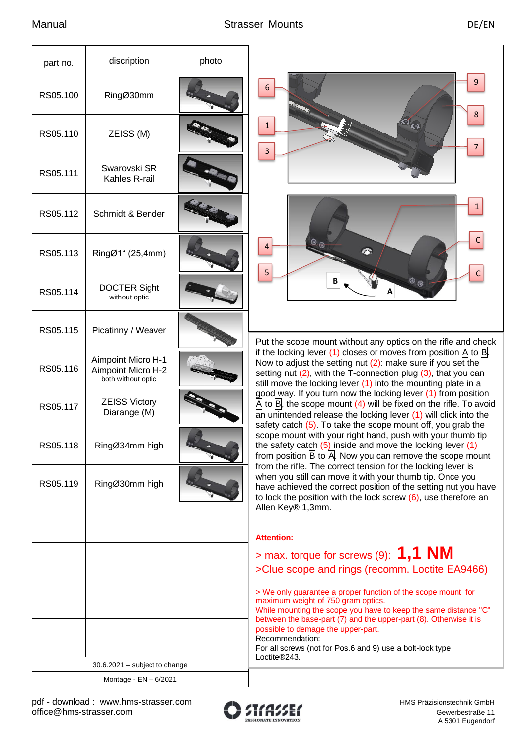| part no. | discription | photo |
|---|---|---|
| RS05.100 | RingØ30mm | |
| RS05.110 | ZEISS (M) | |
| RS05.111 | Swarovski SR Kahles R-rail | |
| RS05.112 | Schmidt & Bender | |
| RS05.113 | RingØ1" (25,4mm) | |
| RS05.114 | DOCTER Sight without optic | |
| RS05.115 | Picatinny / Weaver | |
| RS05.116 | Aimpoint Micro H-1 Aimpoint Micro H-2 both without optic | |
| RS05.117 | ZEISS Victory Diarange (M) | |
| RS05.118 | RingØ34mm high | |
| RS05.119 | RingØ30mm high | |
| | | |
| | | |
| | | |
| | | |

30.6.2021 – subject to change

Montage - EN – 6/2021

6
1
3
9
8
7

1
4
5
C
C
B
A

Put the scope mount without any optics on the rifle and check if the locking lever (1) closes or moves from position A to B. Now to adjust the setting nut (2): make sure if you set the setting nut (2), with the T-connection plug (3), that you can still move the locking lever (1) into the mounting plate in a good way. If you turn now the locking lever (1) from position A to B, the scope mount (4) will be fixed on the rifle. To avoid an unintended release the locking lever (1) will click into the safety catch (5). To take the scope mount off, you grab the scope mount with your right hand, push with your thumb tip the safety catch (5) inside and move the locking lever (1) from position B to A. Now you can remove the scope mount from the rifle. The correct tension for the locking lever is when you still can move it with your thumb tip. Once you have achieved the correct position of the setting nut you have to lock the position with the lock screw (6), use therefore an Allen Key® 1,3mm.

**Attention:**

> max. torque for screws (9): **1,1 NM**

>Clue scope and rings (recomm. Loctite EA9466)

> We only guarantee a proper function of the scope mount for maximum weight of 750 gram optics.
While mounting the scope you have to keep the same distance "C" between the base-part (7) and the upper-part (8). Otherwise it is possible to demage the upper-part.
Recommendation:
For all screws (not for Pos.6 and 9) use a bolt-lock type Loctite®243.

pdf - download : www.hms-strasser.com
office@hms-strasser.com

HMS Präzisionstechnik GmbH
Gewerbestraße 11
A 5301 Eugendorf